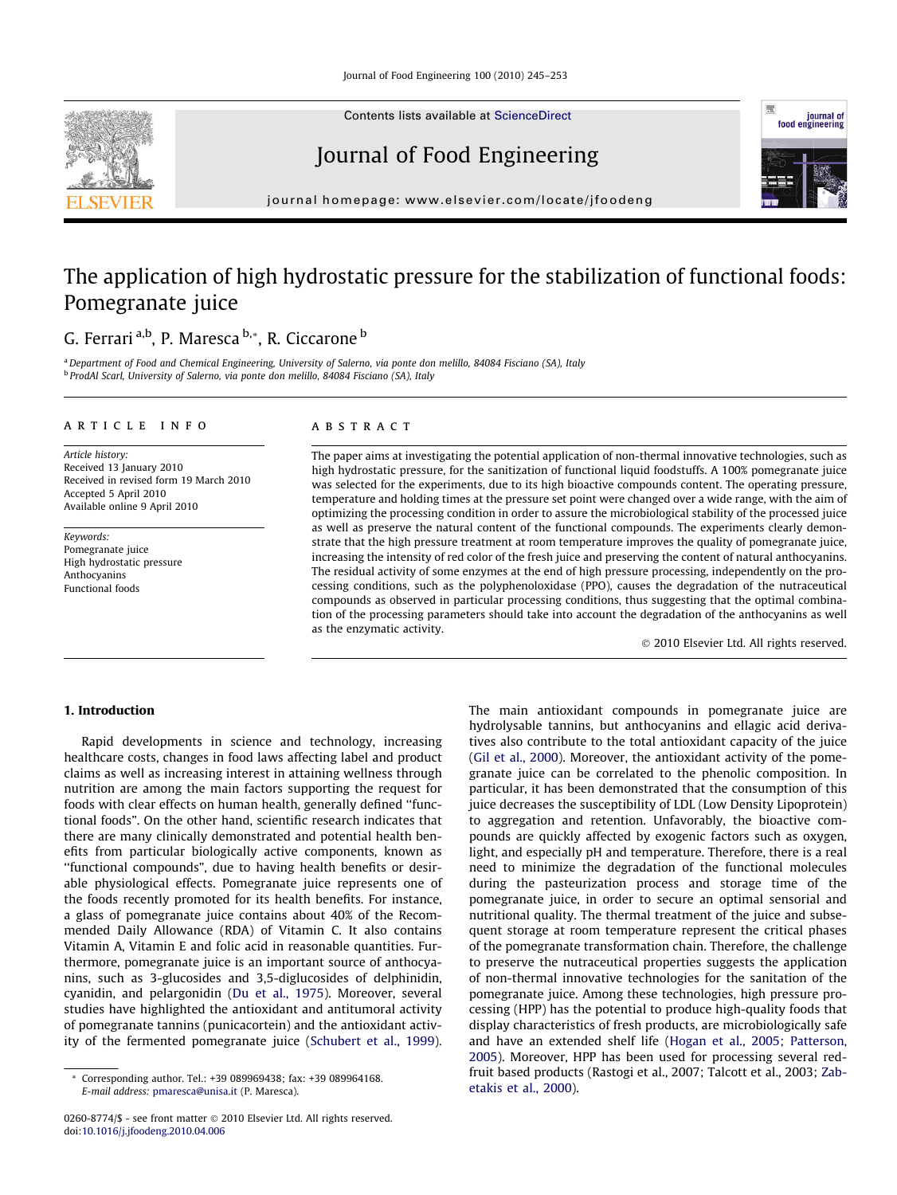# The application of high hydrostatic pressure for the stabilization of functional foods: Pomegranate juice

G. Ferrari [a,b], P. Maresca [b,*], R. Ciccarone [b]

[a] Department of Food and Chemical Engineering, University of Salerno, via ponte don melillo, 84084 Fisciano (SA), Italy
[b] ProdAl Scarl, University of Salerno, via ponte don melillo, 84084 Fisciano (SA), Italy

## ARTICLE INFO

*Article history:*
Received 13 January 2010
Received in revised form 19 March 2010
Accepted 5 April 2010
Available online 9 April 2010

*Keywords:*
Pomegranate juice
High hydrostatic pressure
Anthocyanins
Functional foods

## ABSTRACT

The paper aims at investigating the potential application of non-thermal innovative technologies, such as high hydrostatic pressure, for the sanitization of functional liquid foodstuffs. A 100% pomegranate juice was selected for the experiments, due to its high bioactive compounds content. The operating pressure, temperature and holding times at the pressure set point were changed over a wide range, with the aim of optimizing the processing condition in order to assure the microbiological stability of the processed juice as well as preserve the natural content of the functional compounds. The experiments clearly demonstrate that the high pressure treatment at room temperature improves the quality of pomegranate juice, increasing the intensity of red color of the fresh juice and preserving the content of natural anthocyanins. The residual activity of some enzymes at the end of high pressure processing, independently on the processing conditions, such as the polyphenoloxidase (PPO), causes the degradation of the nutraceutical compounds as observed in particular processing conditions, thus suggesting that the optimal combination of the processing parameters should take into account the degradation of the anthocyanins as well as the enzymatic activity.

© 2010 Elsevier Ltd. All rights reserved.

## 1. Introduction

Rapid developments in science and technology, increasing healthcare costs, changes in food laws affecting label and product claims as well as increasing interest in attaining wellness through nutrition are among the main factors supporting the request for foods with clear effects on human health, generally defined "functional foods". On the other hand, scientific research indicates that there are many clinically demonstrated and potential health benefits from particular biologically active components, known as "functional compounds", due to having health benefits or desirable physiological effects. Pomegranate juice represents one of the foods recently promoted for its health benefits. For instance, a glass of pomegranate juice contains about 40% of the Recommended Daily Allowance (RDA) of Vitamin C. It also contains Vitamin A, Vitamin E and folic acid in reasonable quantities. Furthermore, pomegranate juice is an important source of anthocyanins, such as 3-glucosides and 3,5-diglucosides of delphinidin, cyanidin, and pelargonidin (Du et al., 1975). Moreover, several studies have highlighted the antioxidant and antitumoral activity of pomegranate tannins (punicacortein) and the antioxidant activity of the fermented pomegranate juice (Schubert et al., 1999). The main antioxidant compounds in pomegranate juice are hydrolysable tannins, but anthocyanins and ellagic acid derivatives also contribute to the total antioxidant capacity of the juice (Gil et al., 2000). Moreover, the antioxidant activity of the pomegranate juice can be correlated to the phenolic composition. In particular, it has been demonstrated that the consumption of this juice decreases the susceptibility of LDL (Low Density Lipoprotein) to aggregation and retention. Unfavorably, the bioactive compounds are quickly affected by exogenic factors such as oxygen, light, and especially pH and temperature. Therefore, there is a real need to minimize the degradation of the functional molecules during the pasteurization process and storage time of the pomegranate juice, in order to secure an optimal sensorial and nutritional quality. The thermal treatment of the juice and subsequent storage at room temperature represent the critical phases of the pomegranate transformation chain. Therefore, the challenge to preserve the nutraceutical properties suggests the application of non-thermal innovative technologies for the sanitation of the pomegranate juice. Among these technologies, high pressure processing (HPP) has the potential to produce high-quality foods that display characteristics of fresh products, are microbiologically safe and have an extended shelf life (Hogan et al., 2005; Patterson, 2005). Moreover, HPP has been used for processing several red-fruit based products (Rastogi et al., 2007; Talcott et al., 2003; Zabetakis et al., 2000).

\* Corresponding author. Tel.: +39 089969438; fax: +39 089964168. *E-mail address:* pmaresca@unisa.it (P. Maresca).

0260-8774/$ - see front matter © 2010 Elsevier Ltd. All rights reserved.
doi:10.1016/j.jfoodeng.2010.04.006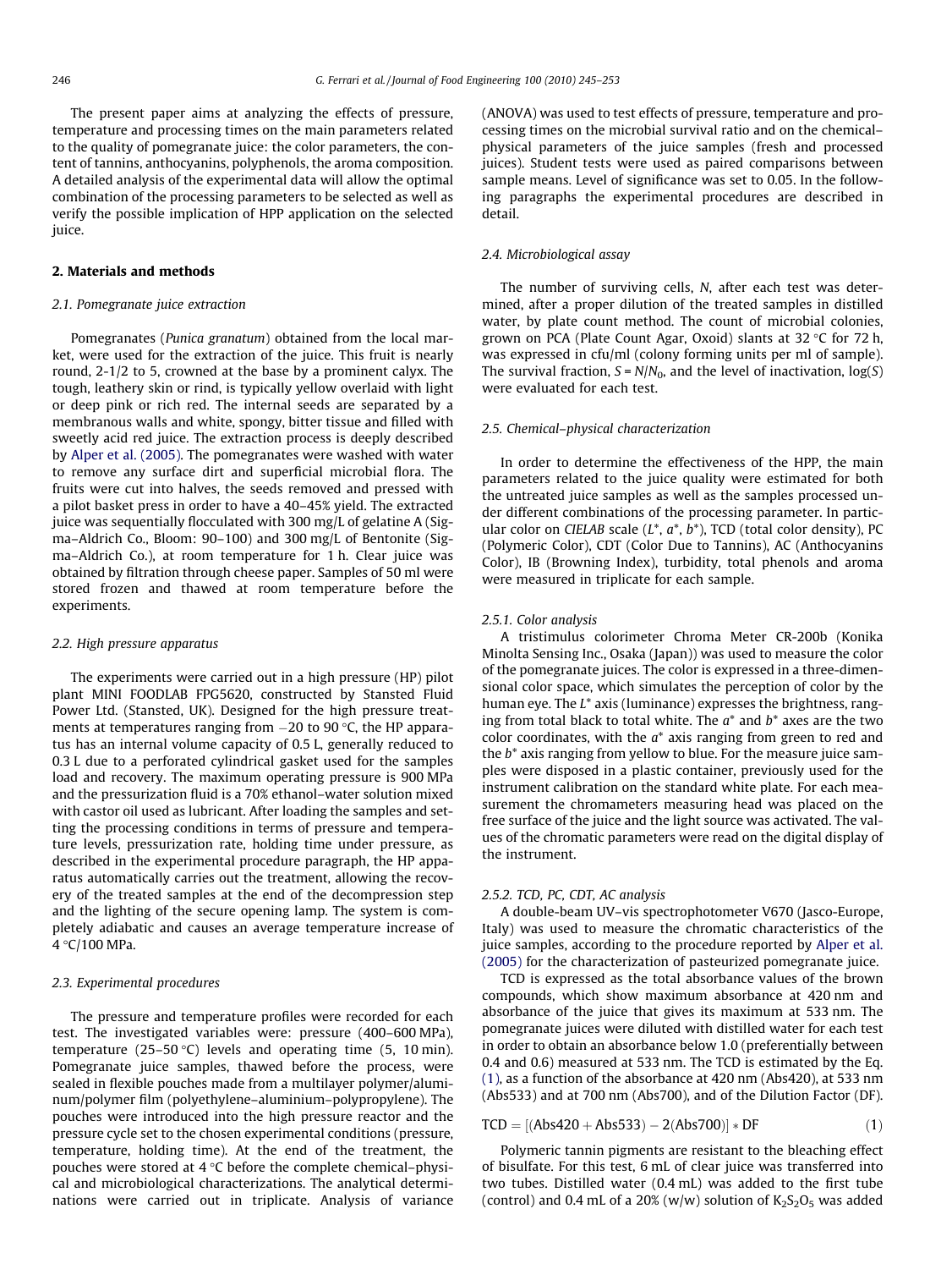The present paper aims at analyzing the effects of pressure, temperature and processing times on the main parameters related to the quality of pomegranate juice: the color parameters, the content of tannins, anthocyanins, polyphenols, the aroma composition. A detailed analysis of the experimental data will allow the optimal combination of the processing parameters to be selected as well as verify the possible implication of HPP application on the selected juice.

## 2. Materials and methods

### 2.1. Pomegranate juice extraction

Pomegranates (*Punica granatum*) obtained from the local market, were used for the extraction of the juice. This fruit is nearly round, 2-1/2 to 5, crowned at the base by a prominent calyx. The tough, leathery skin or rind, is typically yellow overlaid with light or deep pink or rich red. The internal seeds are separated by a membranous walls and white, spongy, bitter tissue and filled with sweetly acid red juice. The extraction process is deeply described by Alper et al. (2005). The pomegranates were washed with water to remove any surface dirt and superficial microbial flora. The fruits were cut into halves, the seeds removed and pressed with a pilot basket press in order to have a 40–45% yield. The extracted juice was sequentially flocculated with 300 mg/L of gelatine A (Sigma–Aldrich Co., Bloom: 90–100) and 300 mg/L of Bentonite (Sigma–Aldrich Co.), at room temperature for 1 h. Clear juice was obtained by filtration through cheese paper. Samples of 50 ml were stored frozen and thawed at room temperature before the experiments.

### 2.2. High pressure apparatus

The experiments were carried out in a high pressure (HP) pilot plant MINI FOODLAB FPG5620, constructed by Stansted Fluid Power Ltd. (Stansted, UK). Designed for the high pressure treatments at temperatures ranging from −20 to 90 °C, the HP apparatus has an internal volume capacity of 0.5 L, generally reduced to 0.3 L due to a perforated cylindrical gasket used for the samples load and recovery. The maximum operating pressure is 900 MPa and the pressurization fluid is a 70% ethanol–water solution mixed with castor oil used as lubricant. After loading the samples and setting the processing conditions in terms of pressure and temperature levels, pressurization rate, holding time under pressure, as described in the experimental procedure paragraph, the HP apparatus automatically carries out the treatment, allowing the recovery of the treated samples at the end of the decompression step and the lighting of the secure opening lamp. The system is completely adiabatic and causes an average temperature increase of 4 °C/100 MPa.

### 2.3. Experimental procedures

The pressure and temperature profiles were recorded for each test. The investigated variables were: pressure (400–600 MPa), temperature (25–50 °C) levels and operating time (5, 10 min). Pomegranate juice samples, thawed before the process, were sealed in flexible pouches made from a multilayer polymer/aluminum/polymer film (polyethylene–aluminium–polypropylene). The pouches were introduced into the high pressure reactor and the pressure cycle set to the chosen experimental conditions (pressure, temperature, holding time). At the end of the treatment, the pouches were stored at 4 °C before the complete chemical–physical and microbiological characterizations. The analytical determinations were carried out in triplicate. Analysis of variance (ANOVA) was used to test effects of pressure, temperature and processing times on the microbial survival ratio and on the chemical–physical parameters of the juice samples (fresh and processed juices). Student tests were used as paired comparisons between sample means. Level of significance was set to 0.05. In the following paragraphs the experimental procedures are described in detail.

### 2.4. Microbiological assay

The number of surviving cells, $N$, after each test was determined, after a proper dilution of the treated samples in distilled water, by plate count method. The count of microbial colonies, grown on PCA (Plate Count Agar, Oxoid) slants at 32 °C for 72 h, was expressed in cfu/ml (colony forming units per ml of sample). The survival fraction, $S = N/N_0$, and the level of inactivation, $\log(S)$ were evaluated for each test.

### 2.5. Chemical–physical characterization

In order to determine the effectiveness of the HPP, the main parameters related to the juice quality were estimated for both the untreated juice samples as well as the samples processed under different combinations of the processing parameter. In particular color on *CIELAB* scale ($L^*$, $a^*$, $b^*$), TCD (total color density), PC (Polymeric Color), CDT (Color Due to Tannins), AC (Anthocyanins Color), IB (Browning Index), turbidity, total phenols and aroma were measured in triplicate for each sample.

#### 2.5.1. Color analysis

A tristimulus colorimeter Chroma Meter CR-200b (Konika Minolta Sensing Inc., Osaka (Japan)) was used to measure the color of the pomegranate juices. The color is expressed in a three-dimensional color space, which simulates the perception of color by the human eye. The $L^*$ axis (luminance) expresses the brightness, ranging from total black to total white. The $a^*$ and $b^*$ axes are the two color coordinates, with the $a^*$ axis ranging from green to red and the $b^*$ axis ranging from yellow to blue. For the measure juice samples were disposed in a plastic container, previously used for the instrument calibration on the standard white plate. For each measurement the chromameters measuring head was placed on the free surface of the juice and the light source was activated. The values of the chromatic parameters were read on the digital display of the instrument.

#### 2.5.2. TCD, PC, CDT, AC analysis

A double-beam UV–vis spectrophotometer V670 (Jasco-Europe, Italy) was used to measure the chromatic characteristics of the juice samples, according to the procedure reported by Alper et al. (2005) for the characterization of pasteurized pomegranate juice.

TCD is expressed as the total absorbance values of the brown compounds, which show maximum absorbance at 420 nm and absorbance of the juice that gives its maximum at 533 nm. The pomegranate juices were diluted with distilled water for each test in order to obtain an absorbance below 1.0 (preferentially between 0.4 and 0.6) measured at 533 nm. The TCD is estimated by the Eq. (1), as a function of the absorbance at 420 nm (Abs420), at 533 nm (Abs533) and at 700 nm (Abs700), and of the Dilution Factor (DF).

$$\mathrm{TCD} = [(\mathrm{Abs420} + \mathrm{Abs533}) - 2(\mathrm{Abs700})] * \mathrm{DF} \tag{1}$$

Polymeric tannin pigments are resistant to the bleaching effect of bisulfate. For this test, 6 mL of clear juice was transferred into two tubes. Distilled water (0.4 mL) was added to the first tube (control) and 0.4 mL of a 20% (w/w) solution of $K_2S_2O_5$ was added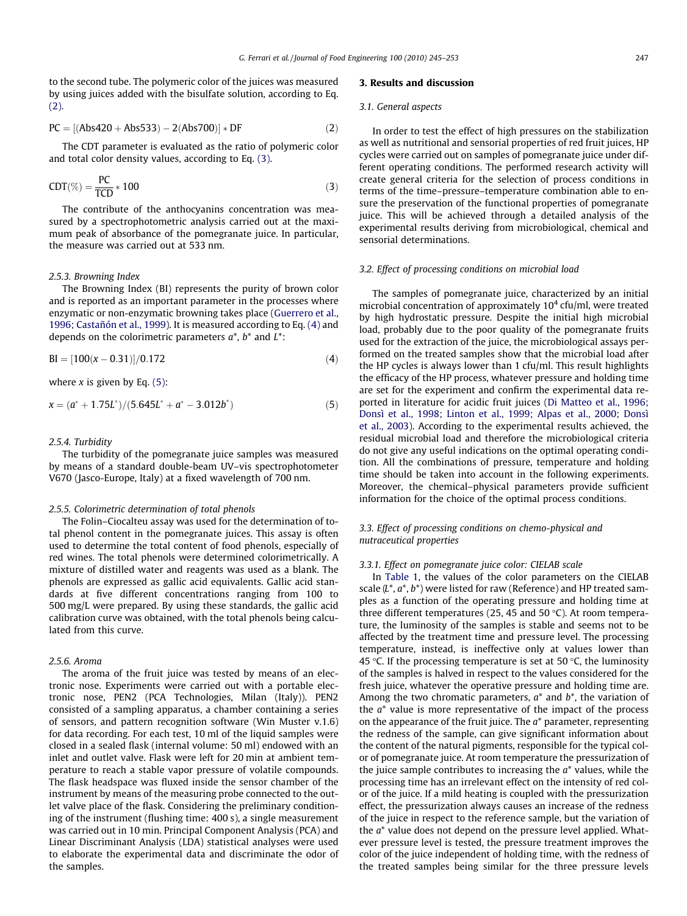to the second tube. The polymeric color of the juices was measured by using juices added with the bisulfate solution, according to Eq. (2).

$$PC = [(Abs420 + Abs533) - 2(Abs700)] * DF \tag{2}$$

The CDT parameter is evaluated as the ratio of polymeric color and total color density values, according to Eq. (3).

$$CDT(\%) = \frac{PC}{TCD} * 100 \tag{3}$$

The contribute of the anthocyanins concentration was measured by a spectrophotometric analysis carried out at the maximum peak of absorbance of the pomegranate juice. In particular, the measure was carried out at 533 nm.

#### 2.5.3. Browning Index

The Browning Index (BI) represents the purity of brown color and is reported as an important parameter in the processes where enzymatic or non-enzymatic browning takes place (Guerrero et al., 1996; Castañón et al., 1999). It is measured according to Eq. (4) and depends on the colorimetric parameters $a^*$, $b^*$ and $L^*$:

$$BI = [100(x - 0.31)]/0.172 \tag{4}$$

where $x$ is given by Eq. (5):

$$x = (a^* + 1.75L^*)/(5.645L^* + a^* - 3.012b^*) \tag{5}$$

#### 2.5.4. Turbidity

The turbidity of the pomegranate juice samples was measured by means of a standard double-beam UV–vis spectrophotometer V670 (Jasco-Europe, Italy) at a fixed wavelength of 700 nm.

#### 2.5.5. Colorimetric determination of total phenols

The Folin–Ciocalteu assay was used for the determination of total phenol content in the pomegranate juices. This assay is often used to determine the total content of food phenols, especially of red wines. The total phenols were determined colorimetrically. A mixture of distilled water and reagents was used as a blank. The phenols are expressed as gallic acid equivalents. Gallic acid standards at five different concentrations ranging from 100 to 500 mg/L were prepared. By using these standards, the gallic acid calibration curve was obtained, with the total phenols being calculated from this curve.

#### 2.5.6. Aroma

The aroma of the fruit juice was tested by means of an electronic nose. Experiments were carried out with a portable electronic nose, PEN2 (PCA Technologies, Milan (Italy)). PEN2 consisted of a sampling apparatus, a chamber containing a series of sensors, and pattern recognition software (Win Muster v.1.6) for data recording. For each test, 10 ml of the liquid samples were closed in a sealed flask (internal volume: 50 ml) endowed with an inlet and outlet valve. Flask were left for 20 min at ambient temperature to reach a stable vapor pressure of volatile compounds. The flask headspace was fluxed inside the sensor chamber of the instrument by means of the measuring probe connected to the outlet valve place of the flask. Considering the preliminary conditioning of the instrument (flushing time: 400 s), a single measurement was carried out in 10 min. Principal Component Analysis (PCA) and Linear Discriminant Analysis (LDA) statistical analyses were used to elaborate the experimental data and discriminate the odor of the samples.

## 3. Results and discussion

### 3.1. General aspects

In order to test the effect of high pressures on the stabilization as well as nutritional and sensorial properties of red fruit juices, HP cycles were carried out on samples of pomegranate juice under different operating conditions. The performed research activity will create general criteria for the selection of process conditions in terms of the time–pressure–temperature combination able to ensure the preservation of the functional properties of pomegranate juice. This will be achieved through a detailed analysis of the experimental results deriving from microbiological, chemical and sensorial determinations.

### 3.2. Effect of processing conditions on microbial load

The samples of pomegranate juice, characterized by an initial microbial concentration of approximately $10^4$ cfu/ml, were treated by high hydrostatic pressure. Despite the initial high microbial load, probably due to the poor quality of the pomegranate fruits used for the extraction of the juice, the microbiological assays performed on the treated samples show that the microbial load after the HP cycles is always lower than 1 cfu/ml. This result highlights the efficacy of the HP process, whatever pressure and holding time are set for the experiment and confirm the experimental data reported in literature for acidic fruit juices (Di Matteo et al., 1996; Donsì et al., 1998; Linton et al., 1999; Alpas et al., 2000; Donsì et al., 2003). According to the experimental results achieved, the residual microbial load and therefore the microbiological criteria do not give any useful indications on the optimal operating condition. All the combinations of pressure, temperature and holding time should be taken into account in the following experiments. Moreover, the chemical–physical parameters provide sufficient information for the choice of the optimal process conditions.

### 3.3. Effect of processing conditions on chemo-physical and nutraceutical properties

#### 3.3.1. Effect on pomegranate juice color: CIELAB scale

In Table 1, the values of the color parameters on the CIELAB scale ($L^*$, $a^*$, $b^*$) were listed for raw (Reference) and HP treated samples as a function of the operating pressure and holding time at three different temperatures (25, 45 and 50 °C). At room temperature, the luminosity of the samples is stable and seems not to be affected by the treatment time and pressure level. The processing temperature, instead, is ineffective only at values lower than 45 °C. If the processing temperature is set at 50 °C, the luminosity of the samples is halved in respect to the values considered for the fresh juice, whatever the operative pressure and holding time are. Among the two chromatic parameters, $a^*$ and $b^*$, the variation of the $a^*$ value is more representative of the impact of the process on the appearance of the fruit juice. The $a^*$ parameter, representing the redness of the sample, can give significant information about the content of the natural pigments, responsible for the typical color of pomegranate juice. At room temperature the pressurization of the juice sample contributes to increasing the $a^*$ values, while the processing time has an irrelevant effect on the intensity of red color of the juice. If a mild heating is coupled with the pressurization effect, the pressurization always causes an increase of the redness of the juice in respect to the reference sample, but the variation of the $a^*$ value does not depend on the pressure level applied. Whatever pressure level is tested, the pressure treatment improves the color of the juice independent of holding time, with the redness of the treated samples being similar for the three pressure levels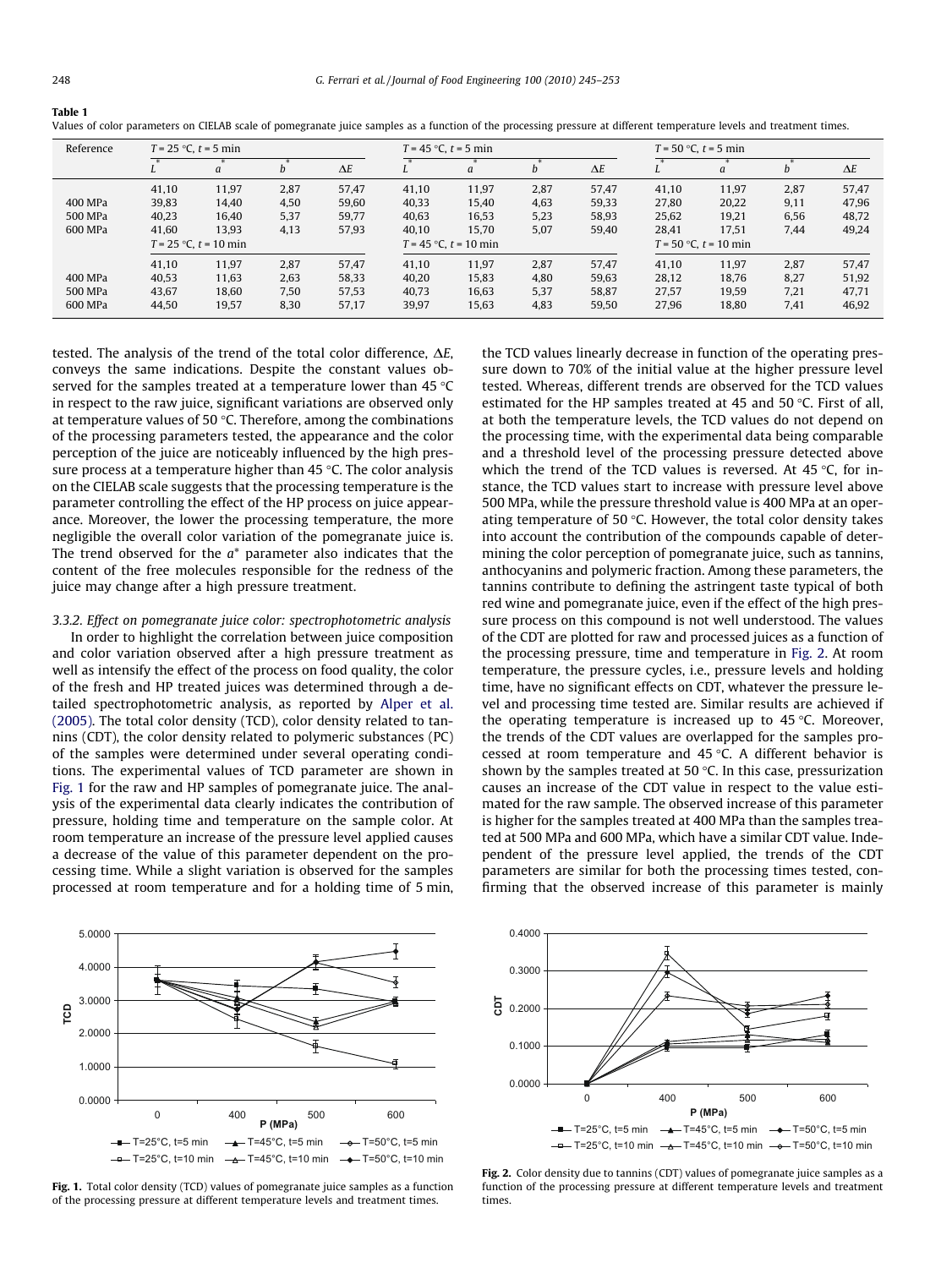**Table 1**

Values of color parameters on CIELAB scale of pomegranate juice samples as a function of the processing pressure at different temperature levels and treatment times.

| Reference | $T$ = 25 °C, $t$ = 5 min | | | | $T$ = 45 °C, $t$ = 5 min | | | | $T$ = 50 °C, $t$ = 5 min | | | |
|---|---|---|---|---|---|---|---|---|---|---|---|---|
| | $L^*$ | $a^*$ | $b^*$ | $\Delta E$ | $L^*$ | $a^*$ | $b^*$ | $\Delta E$ | $L^*$ | $a^*$ | $b^*$ | $\Delta E$ |
| | 41,10 | 11,97 | 2,87 | 57,47 | 41,10 | 11,97 | 2,87 | 57,47 | 41,10 | 11,97 | 2,87 | 57,47 |
| 400 MPa | 39,83 | 14,40 | 4,50 | 59,60 | 40,33 | 15,40 | 4,63 | 59,33 | 27,80 | 20,22 | 9,11 | 47,96 |
| 500 MPa | 40,23 | 16,40 | 5,37 | 59,77 | 40,63 | 16,53 | 5,23 | 58,93 | 25,62 | 19,21 | 6,56 | 48,72 |
| 600 MPa | 41,60 | 13,93 | 4,13 | 57,93 | 40,10 | 15,70 | 5,07 | 59,40 | 28,41 | 17,51 | 7,44 | 49,24 |
| | $T$ = 25 °C, $t$ = 10 min | | | | $T$ = 45 °C, $t$ = 10 min | | | | $T$ = 50 °C, $t$ = 10 min | | | |
| | 41,10 | 11,97 | 2,87 | 57,47 | 41,10 | 11,97 | 2,87 | 57,47 | 41,10 | 11,97 | 2,87 | 57,47 |
| 400 MPa | 40,53 | 11,63 | 2,63 | 58,33 | 40,20 | 15,83 | 4,80 | 59,63 | 28,12 | 18,76 | 8,27 | 51,92 |
| 500 MPa | 43,67 | 18,60 | 7,50 | 57,53 | 40,73 | 16,63 | 5,37 | 58,87 | 27,57 | 19,59 | 7,21 | 47,71 |
| 600 MPa | 44,50 | 19,57 | 8,30 | 57,17 | 39,97 | 15,63 | 4,83 | 59,50 | 27,96 | 18,80 | 7,41 | 46,92 |

tested. The analysis of the trend of the total color difference, $\Delta E$, conveys the same indications. Despite the constant values observed for the samples treated at a temperature lower than 45 °C in respect to the raw juice, significant variations are observed only at temperature values of 50 °C. Therefore, among the combinations of the processing parameters tested, the appearance and the color perception of the juice are noticeably influenced by the high pressure process at a temperature higher than 45 °C. The color analysis on the CIELAB scale suggests that the processing temperature is the parameter controlling the effect of the HP process on juice appearance. Moreover, the lower the processing temperature, the more negligible the overall color variation of the pomegranate juice is. The trend observed for the $a^*$ parameter also indicates that the content of the free molecules responsible for the redness of the juice may change after a high pressure treatment.

### 3.3.2. Effect on pomegranate juice color: spectrophotometric analysis

In order to highlight the correlation between juice composition and color variation observed after a high pressure treatment as well as intensify the effect of the process on food quality, the color of the fresh and HP treated juices was determined through a detailed spectrophotometric analysis, as reported by Alper et al. (2005). The total color density (TCD), color density related to tannins (CDT), the color density related to polymeric substances (PC) of the samples were determined under several operating conditions. The experimental values of TCD parameter are shown in Fig. 1 for the raw and HP samples of pomegranate juice. The analysis of the experimental data clearly indicates the contribution of pressure, holding time and temperature on the sample color. At room temperature an increase of the pressure level applied causes a decrease of the value of this parameter dependent on the processing time. While a slight variation is observed for the samples processed at room temperature and for a holding time of 5 min, the TCD values linearly decrease in function of the operating pressure down to 70% of the initial value at the higher pressure level tested. Whereas, different trends are observed for the TCD values estimated for the HP samples treated at 45 and 50 °C. First of all, at both the temperature levels, the TCD values do not depend on the processing time, with the experimental data being comparable and a threshold level of the processing pressure detected above which the trend of the TCD values is reversed. At 45 °C, for instance, the TCD values start to increase with pressure level above 500 MPa, while the pressure threshold value is 400 MPa at an operating temperature of 50 °C. However, the total color density takes into account the contribution of the compounds capable of determining the color perception of pomegranate juice, such as tannins, anthocyanins and polymeric fraction. Among these parameters, the tannins contribute to defining the astringent taste typical of both red wine and pomegranate juice, even if the effect of the high pressure process on this compound is not well understood. The values of the CDT are plotted for raw and processed juices as a function of the processing pressure, time and temperature in Fig. 2. At room temperature, the pressure cycles, i.e., pressure levels and holding time, have no significant effects on CDT, whatever the pressure level and processing time tested are. Similar results are achieved if the operating temperature is increased up to 45 °C. Moreover, the trends of the CDT values are overlapped for the samples processed at room temperature and 45 °C. A different behavior is shown by the samples treated at 50 °C. In this case, pressurization causes an increase of the CDT value in respect to the value estimated for the raw sample. The observed increase of this parameter is higher for the samples treated at 400 MPa than the samples treated at 500 MPa and 600 MPa, which have a similar CDT value. Independent of the pressure level applied, the trends of the CDT parameters are similar for both the processing times tested, confirming that the observed increase of this parameter is mainly

**Fig. 1.** Total color density (TCD) values of pomegranate juice samples as a function of the processing pressure at different temperature levels and treatment times.

**Fig. 2.** Color density due to tannins (CDT) values of pomegranate juice samples as a function of the processing pressure at different temperature levels and treatment times.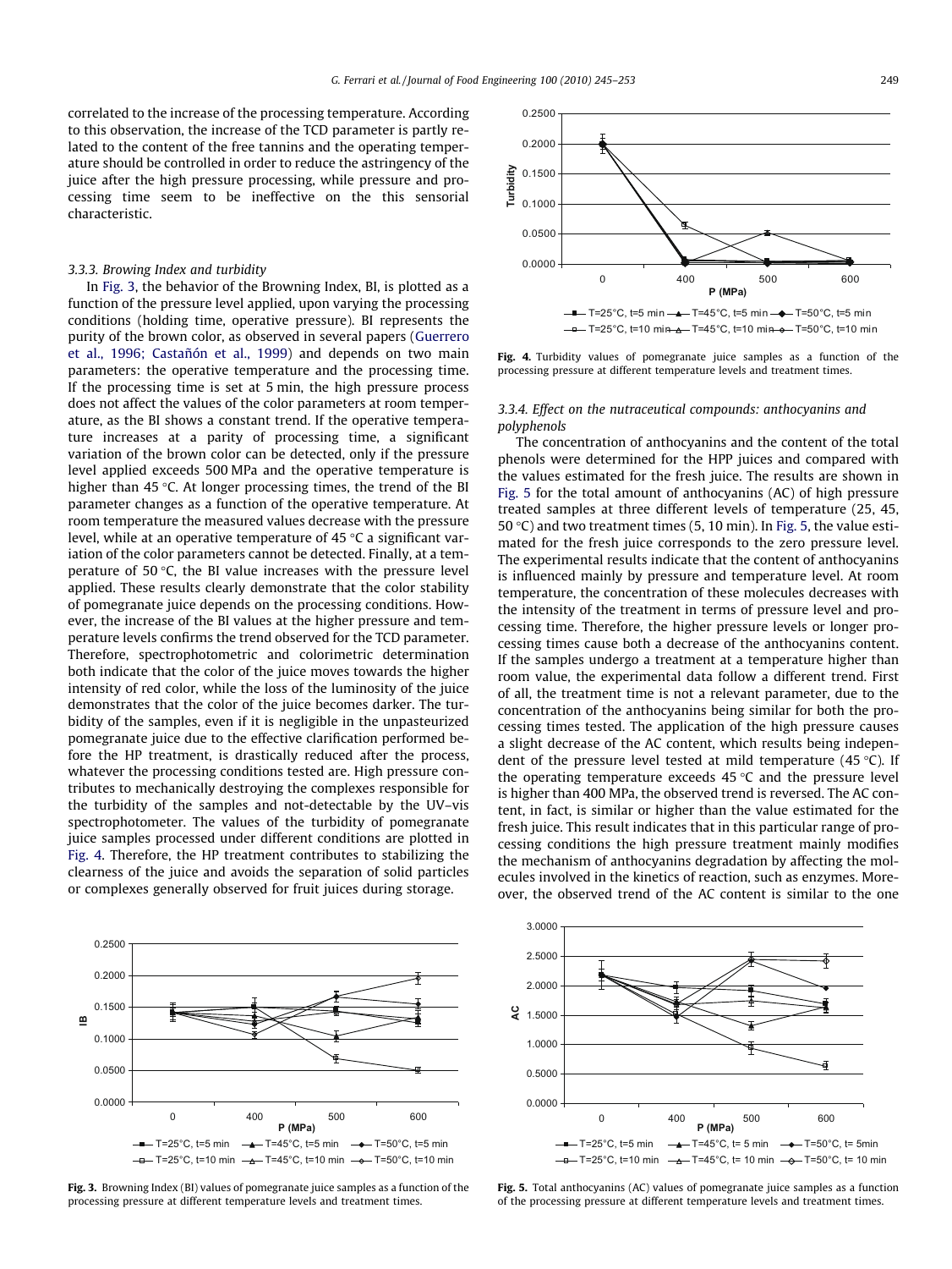correlated to the increase of the processing temperature. According to this observation, the increase of the TCD parameter is partly related to the content of the free tannins and the operating temperature should be controlled in order to reduce the astringency of the juice after the high pressure processing, while pressure and processing time seem to be ineffective on the this sensorial characteristic.

### 3.3.3. Browing Index and turbidity

In Fig. 3, the behavior of the Browning Index, BI, is plotted as a function of the pressure level applied, upon varying the processing conditions (holding time, operative pressure). BI represents the purity of the brown color, as observed in several papers (Guerrero et al., 1996; Castañón et al., 1999) and depends on two main parameters: the operative temperature and the processing time. If the processing time is set at 5 min, the high pressure process does not affect the values of the color parameters at room temperature, as the BI shows a constant trend. If the operative temperature increases at a parity of processing time, a significant variation of the brown color can be detected, only if the pressure level applied exceeds 500 MPa and the operative temperature is higher than 45 °C. At longer processing times, the trend of the BI parameter changes as a function of the operative temperature. At room temperature the measured values decrease with the pressure level, while at an operative temperature of 45 °C a significant variation of the color parameters cannot be detected. Finally, at a temperature of 50 °C, the BI value increases with the pressure level applied. These results clearly demonstrate that the color stability of pomegranate juice depends on the processing conditions. However, the increase of the BI values at the higher pressure and temperature levels confirms the trend observed for the TCD parameter. Therefore, spectrophotometric and colorimetric determination both indicate that the color of the juice moves towards the higher intensity of red color, while the loss of the luminosity of the juice demonstrates that the color of the juice becomes darker. The turbidity of the samples, even if it is negligible in the unpasteurized pomegranate juice due to the effective clarification performed before the HP treatment, is drastically reduced after the process, whatever the processing conditions tested are. High pressure contributes to mechanically destroying the complexes responsible for the turbidity of the samples and not-detectable by the UV–vis spectrophotometer. The values of the turbidity of pomegranate juice samples processed under different conditions are plotted in Fig. 4. Therefore, the HP treatment contributes to stabilizing the clearness of the juice and avoids the separation of solid particles or complexes generally observed for fruit juices during storage.

**Fig. 3.** Browning Index (BI) values of pomegranate juice samples as a function of the processing pressure at different temperature levels and treatment times.

**Fig. 4.** Turbidity values of pomegranate juice samples as a function of the processing pressure at different temperature levels and treatment times.

### 3.3.4. Effect on the nutraceutical compounds: anthocyanins and polyphenols

The concentration of anthocyanins and the content of the total phenols were determined for the HPP juices and compared with the values estimated for the fresh juice. The results are shown in Fig. 5 for the total amount of anthocyanins (AC) of high pressure treated samples at three different levels of temperature (25, 45, 50 °C) and two treatment times (5, 10 min). In Fig. 5, the value estimated for the fresh juice corresponds to the zero pressure level. The experimental results indicate that the content of anthocyanins is influenced mainly by pressure and temperature level. At room temperature, the concentration of these molecules decreases with the intensity of the treatment in terms of pressure level and processing time. Therefore, the higher pressure levels or longer processing times cause both a decrease of the anthocyanins content. If the samples undergo a treatment at a temperature higher than room value, the experimental data follow a different trend. First of all, the treatment time is not a relevant parameter, due to the concentration of the anthocyanins being similar for both the processing times tested. The application of the high pressure causes a slight decrease of the AC content, which results being independent of the pressure level tested at mild temperature (45 °C). If the operating temperature exceeds 45 °C and the pressure level is higher than 400 MPa, the observed trend is reversed. The AC content, in fact, is similar or higher than the value estimated for the fresh juice. This result indicates that in this particular range of processing conditions the high pressure treatment mainly modifies the mechanism of anthocyanins degradation by affecting the molecules involved in the kinetics of reaction, such as enzymes. Moreover, the observed trend of the AC content is similar to the one

**Fig. 5.** Total anthocyanins (AC) values of pomegranate juice samples as a function of the processing pressure at different temperature levels and treatment times.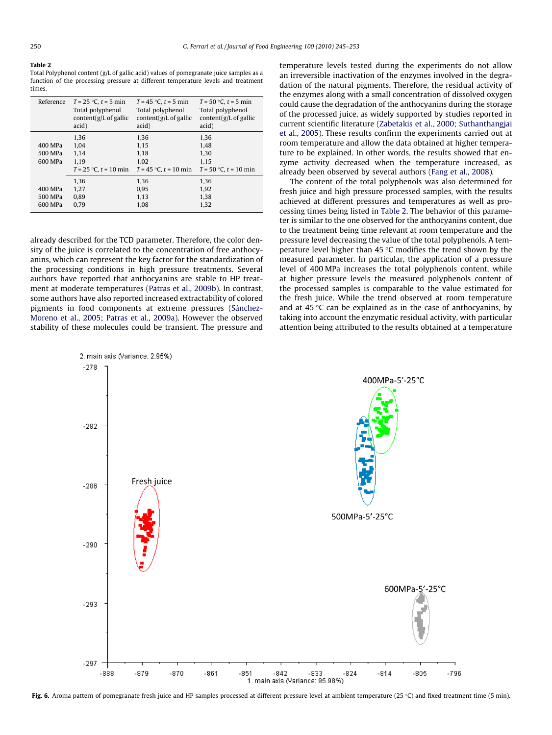**Table 2**
Total Polyphenol content (g/L of gallic acid) values of pomegranate juice samples as a function of the processing pressure at different temperature levels and treatment times.

| Reference | $T$ = 25 °C, $t$ = 5 min Total polyphenol content(g/L of gallic acid) | $T$ = 45 °C, $t$ = 5 min Total polyphenol content(g/L of gallic acid) | $T$ = 50 °C, $t$ = 5 min Total polyphenol content(g/L of gallic acid) |
|---|---|---|---|
| | 1,36 | 1,36 | 1,36 |
| 400 MPa | 1,04 | 1,15 | 1,48 |
| 500 MPa | 1,14 | 1,18 | 1,30 |
| 600 MPa | 1,19 | 1,02 | 1,15 |
| | $T$ = 25 °C, $t$ = 10 min | $T$ = 45 °C, $t$ = 10 min | $T$ = 50 °C, $t$ = 10 min |
| | 1,36 | 1,36 | 1,36 |
| 400 MPa | 1,27 | 0,95 | 1,92 |
| 500 MPa | 0,89 | 1,13 | 1,38 |
| 600 MPa | 0,79 | 1,08 | 1,32 |

already described for the TCD parameter. Therefore, the color density of the juice is correlated to the concentration of free anthocyanins, which can represent the key factor for the standardization of the processing conditions in high pressure treatments. Several authors have reported that anthocyanins are stable to HP treatment at moderate temperatures (Patras et al., 2009b). In contrast, some authors have also reported increased extractability of colored pigments in food components at extreme pressures (Sánchez-Moreno et al., 2005; Patras et al., 2009a). However the observed stability of these molecules could be transient. The pressure and temperature levels tested during the experiments do not allow an irreversible inactivation of the enzymes involved in the degradation of the natural pigments. Therefore, the residual activity of the enzymes along with a small concentration of dissolved oxygen could cause the degradation of the anthocyanins during the storage of the processed juice, as widely supported by studies reported in current scientific literature (Zabetakis et al., 2000; Suthanthangjai et al., 2005). These results confirm the experiments carried out at room temperature and allow the data obtained at higher temperature to be explained. In other words, the results showed that enzyme activity decreased when the temperature increased, as already been observed by several authors (Fang et al., 2008).

The content of the total polyphenols was also determined for fresh juice and high pressure processed samples, with the results achieved at different pressures and temperatures as well as processing times being listed in Table 2. The behavior of this parameter is similar to the one observed for the anthocyanins content, due to the treatment being time relevant at room temperature and the pressure level decreasing the value of the total polyphenols. A temperature level higher than 45 °C modifies the trend shown by the measured parameter. In particular, the application of a pressure level of 400 MPa increases the total polyphenols content, while at higher pressure levels the measured polyphenols content of the processed samples is comparable to the value estimated for the fresh juice. While the trend observed at room temperature and at 45 °C can be explained as in the case of anthocyanins, by taking into account the enzymatic residual activity, with particular attention being attributed to the results obtained at a temperature

**Fig. 6.** Aroma pattern of pomegranate fresh juice and HP samples processed at different pressure level at ambient temperature (25 °C) and fixed treatment time (5 min).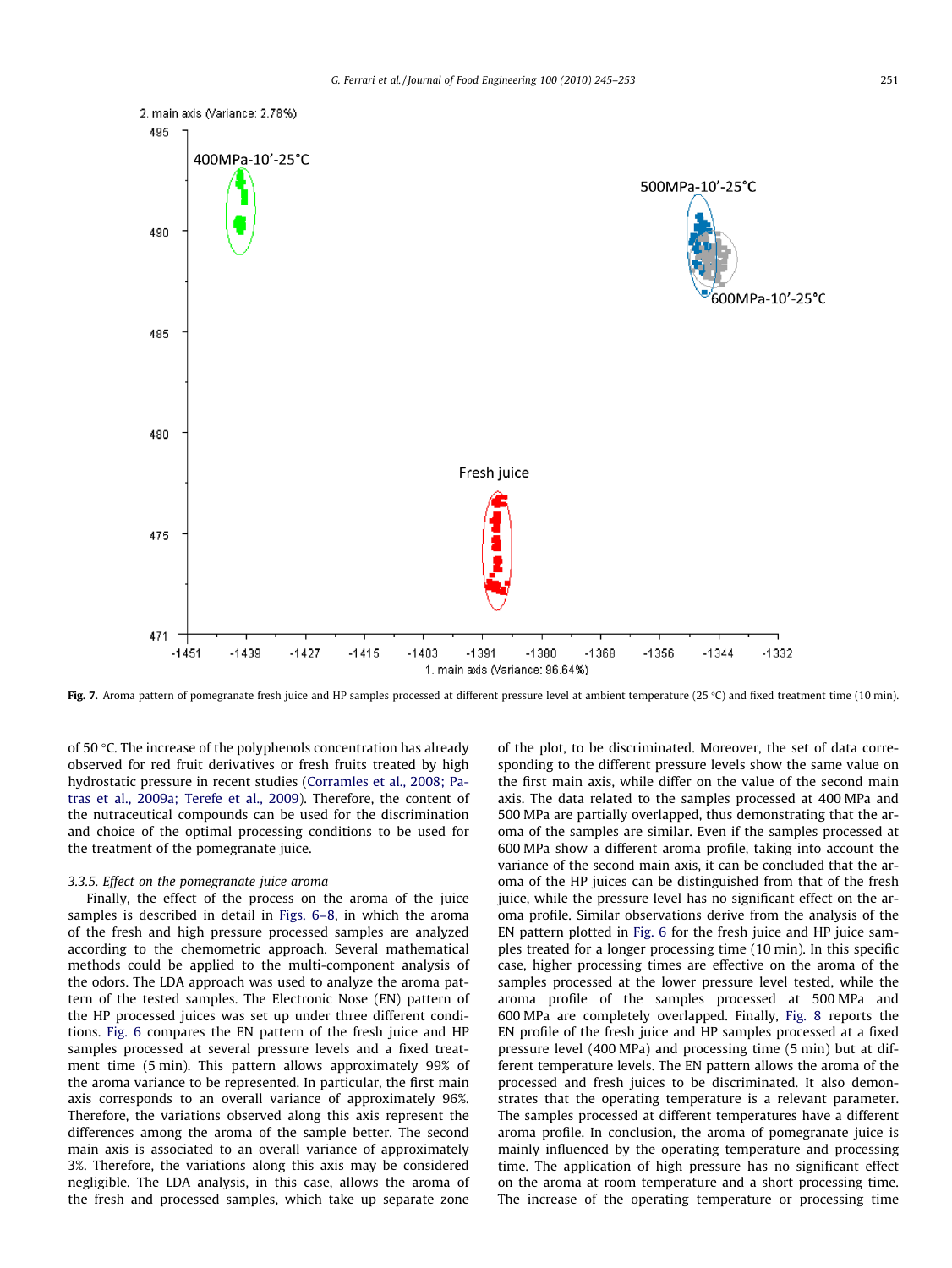Fig. 7. Aroma pattern of pomegranate fresh juice and HP samples processed at different pressure level at ambient temperature (25 °C) and fixed treatment time (10 min).

of 50 °C. The increase of the polyphenols concentration has already observed for red fruit derivatives or fresh fruits treated by high hydrostatic pressure in recent studies (Corramles et al., 2008; Patras et al., 2009a; Terefe et al., 2009). Therefore, the content of the nutraceutical compounds can be used for the discrimination and choice of the optimal processing conditions to be used for the treatment of the pomegranate juice.

### 3.3.5. Effect on the pomegranate juice aroma

Finally, the effect of the process on the aroma of the juice samples is described in detail in Figs. 6–8, in which the aroma of the fresh and high pressure processed samples are analyzed according to the chemometric approach. Several mathematical methods could be applied to the multi-component analysis of the odors. The LDA approach was used to analyze the aroma pattern of the tested samples. The Electronic Nose (EN) pattern of the HP processed juices was set up under three different conditions. Fig. 6 compares the EN pattern of the fresh juice and HP samples processed at several pressure levels and a fixed treatment time (5 min). This pattern allows approximately 99% of the aroma variance to be represented. In particular, the first main axis corresponds to an overall variance of approximately 96%. Therefore, the variations observed along this axis represent the differences among the aroma of the sample better. The second main axis is associated to an overall variance of approximately 3%. Therefore, the variations along this axis may be considered negligible. The LDA analysis, in this case, allows the aroma of the fresh and processed samples, which take up separate zone of the plot, to be discriminated. Moreover, the set of data corresponding to the different pressure levels show the same value on the first main axis, while differ on the value of the second main axis. The data related to the samples processed at 400 MPa and 500 MPa are partially overlapped, thus demonstrating that the aroma of the samples are similar. Even if the samples processed at 600 MPa show a different aroma profile, taking into account the variance of the second main axis, it can be concluded that the aroma of the HP juices can be distinguished from that of the fresh juice, while the pressure level has no significant effect on the aroma profile. Similar observations derive from the analysis of the EN pattern plotted in Fig. 6 for the fresh juice and HP juice samples treated for a longer processing time (10 min). In this specific case, higher processing times are effective on the aroma of the samples processed at the lower pressure level tested, while the aroma profile of the samples processed at 500 MPa and 600 MPa are completely overlapped. Finally, Fig. 8 reports the EN profile of the fresh juice and HP samples processed at a fixed pressure level (400 MPa) and processing time (5 min) but at different temperature levels. The EN pattern allows the aroma of the processed and fresh juices to be discriminated. It also demonstrates that the operating temperature is a relevant parameter. The samples processed at different temperatures have a different aroma profile. In conclusion, the aroma of pomegranate juice is mainly influenced by the operating temperature and processing time. The application of high pressure has no significant effect on the aroma at room temperature and a short processing time. The increase of the operating temperature or processing time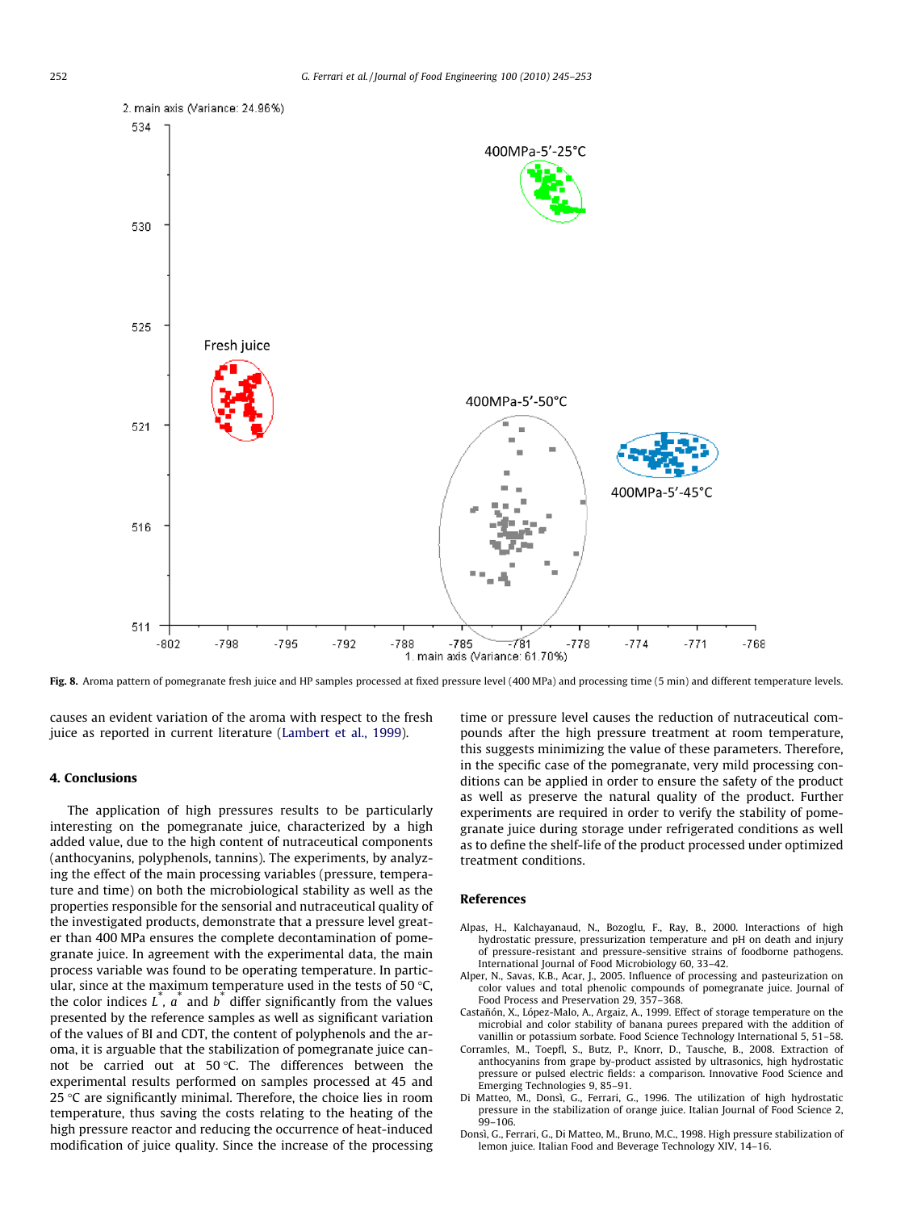Fig. 8. Aroma pattern of pomegranate fresh juice and HP samples processed at fixed pressure level (400 MPa) and processing time (5 min) and different temperature levels.

causes an evident variation of the aroma with respect to the fresh juice as reported in current literature (Lambert et al., 1999).

## 4. Conclusions

The application of high pressures results to be particularly interesting on the pomegranate juice, characterized by a high added value, due to the high content of nutraceutical components (anthocyanins, polyphenols, tannins). The experiments, by analyzing the effect of the main processing variables (pressure, temperature and time) on both the microbiological stability as well as the properties responsible for the sensorial and nutraceutical quality of the investigated products, demonstrate that a pressure level greater than 400 MPa ensures the complete decontamination of pomegranate juice. In agreement with the experimental data, the main process variable was found to be operating temperature. In particular, since at the maximum temperature used in the tests of 50 °C, the color indices $L^*$, $a^*$ and $b^*$ differ significantly from the values presented by the reference samples as well as significant variation of the values of BI and CDT, the content of polyphenols and the aroma, it is arguable that the stabilization of pomegranate juice cannot be carried out at 50 °C. The differences between the experimental results performed on samples processed at 45 and 25 °C are significantly minimal. Therefore, the choice lies in room temperature, thus saving the costs relating to the heating of the high pressure reactor and reducing the occurrence of heat-induced modification of juice quality. Since the increase of the processing time or pressure level causes the reduction of nutraceutical compounds after the high pressure treatment at room temperature, this suggests minimizing the value of these parameters. Therefore, in the specific case of the pomegranate, very mild processing conditions can be applied in order to ensure the safety of the product as well as preserve the natural quality of the product. Further experiments are required in order to verify the stability of pomegranate juice during storage under refrigerated conditions as well as to define the shelf-life of the product processed under optimized treatment conditions.

## References

Alpas, H., Kalchayanaud, N., Bozoglu, F., Ray, B., 2000. Interactions of high hydrostatic pressure, pressurization temperature and pH on death and injury of pressure-resistant and pressure-sensitive strains of foodborne pathogens. International Journal of Food Microbiology 60, 33–42.

Alper, N., Savas, K.B., Acar, J., 2005. Influence of processing and pasteurization on color values and total phenolic compounds of pomegranate juice. Journal of Food Process and Preservation 29, 357–368.

Castañón, X., López-Malo, A., Argaiz, A., 1999. Effect of storage temperature on the microbial and color stability of banana purees prepared with the addition of vanillin or potassium sorbate. Food Science Technology International 5, 51–58.

Corramles, M., Toepfl, S., Butz, P., Knorr, D., Tausche, B., 2008. Extraction of anthocyanins from grape by-product assisted by ultrasonics, high hydrostatic pressure or pulsed electric fields: a comparison. Innovative Food Science and Emerging Technologies 9, 85–91.

Di Matteo, M., Donsì, G., Ferrari, G., 1996. The utilization of high hydrostatic pressure in the stabilization of orange juice. Italian Journal of Food Science 2, 99–106.

Donsì, G., Ferrari, G., Di Matteo, M., Bruno, M.C., 1998. High pressure stabilization of lemon juice. Italian Food and Beverage Technology XIV, 14–16.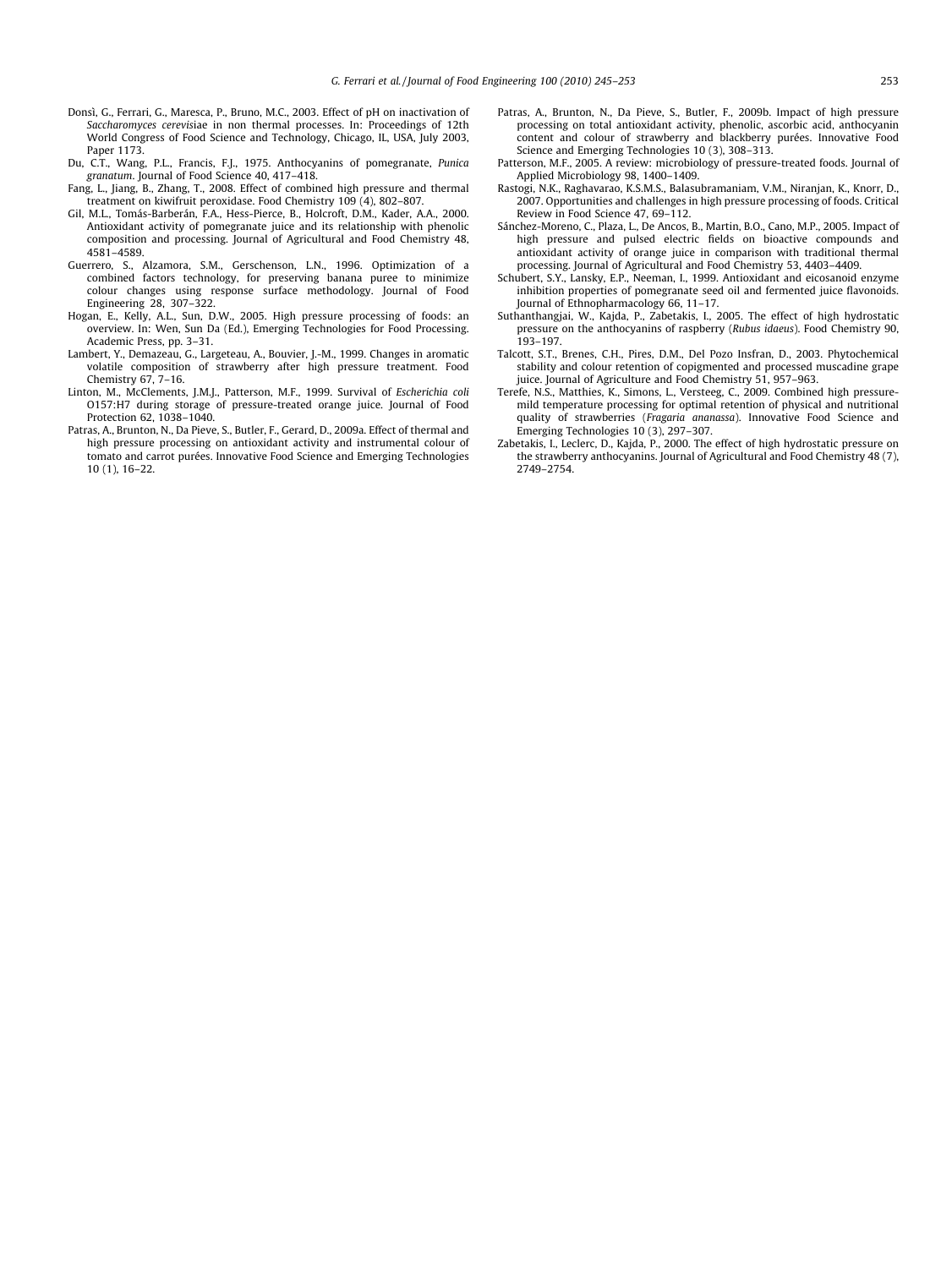Donsì, G., Ferrari, G., Maresca, P., Bruno, M.C., 2003. Effect of pH on inactivation of *Saccharomyces cerevisi*ae in non thermal processes. In: Proceedings of 12th World Congress of Food Science and Technology, Chicago, IL, USA, July 2003, Paper 1173.

Du, C.T., Wang, P.L., Francis, F.J., 1975. Anthocyanins of pomegranate, *Punica granatum*. Journal of Food Science 40, 417–418.

Fang, L., Jiang, B., Zhang, T., 2008. Effect of combined high pressure and thermal treatment on kiwifruit peroxidase. Food Chemistry 109 (4), 802–807.

Gil, M.L., Tomás-Barberán, F.A., Hess-Pierce, B., Holcroft, D.M., Kader, A.A., 2000. Antioxidant activity of pomegranate juice and its relationship with phenolic composition and processing. Journal of Agricultural and Food Chemistry 48, 4581–4589.

Guerrero, S., Alzamora, S.M., Gerschenson, L.N., 1996. Optimization of a combined factors technology, for preserving banana puree to minimize colour changes using response surface methodology. Journal of Food Engineering 28, 307–322.

Hogan, E., Kelly, A.L., Sun, D.W., 2005. High pressure processing of foods: an overview. In: Wen, Sun Da (Ed.), Emerging Technologies for Food Processing. Academic Press, pp. 3–31.

Lambert, Y., Demazeau, G., Largeteau, A., Bouvier, J.-M., 1999. Changes in aromatic volatile composition of strawberry after high pressure treatment. Food Chemistry 67, 7–16.

Linton, M., McClements, J.M.J., Patterson, M.F., 1999. Survival of *Escherichia coli* O157:H7 during storage of pressure-treated orange juice. Journal of Food Protection 62, 1038–1040.

Patras, A., Brunton, N., Da Pieve, S., Butler, F., Gerard, D., 2009a. Effect of thermal and high pressure processing on antioxidant activity and instrumental colour of tomato and carrot purées. Innovative Food Science and Emerging Technologies 10 (1), 16–22.

Patras, A., Brunton, N., Da Pieve, S., Butler, F., 2009b. Impact of high pressure processing on total antioxidant activity, phenolic, ascorbic acid, anthocyanin content and colour of strawberry and blackberry purées. Innovative Food Science and Emerging Technologies 10 (3), 308–313.

Patterson, M.F., 2005. A review: microbiology of pressure-treated foods. Journal of Applied Microbiology 98, 1400–1409.

Rastogi, N.K., Raghavarao, K.S.M.S., Balasubramaniam, V.M., Niranjan, K., Knorr, D., 2007. Opportunities and challenges in high pressure processing of foods. Critical Review in Food Science 47, 69–112.

Sánchez-Moreno, C., Plaza, L., De Ancos, B., Martin, B.O., Cano, M.P., 2005. Impact of high pressure and pulsed electric fields on bioactive compounds and antioxidant activity of orange juice in comparison with traditional thermal processing. Journal of Agricultural and Food Chemistry 53, 4403–4409.

Schubert, S.Y., Lansky, E.P., Neeman, I., 1999. Antioxidant and eicosanoid enzyme inhibition properties of pomegranate seed oil and fermented juice flavonoids. Journal of Ethnopharmacology 66, 11–17.

Suthanthangjai, W., Kajda, P., Zabetakis, I., 2005. The effect of high hydrostatic pressure on the anthocyanins of raspberry (*Rubus idaeus*). Food Chemistry 90, 193–197.

Talcott, S.T., Brenes, C.H., Pires, D.M., Del Pozo Insfran, D., 2003. Phytochemical stability and colour retention of copigmented and processed muscadine grape juice. Journal of Agriculture and Food Chemistry 51, 957–963.

Terefe, N.S., Matthies, K., Simons, L., Versteeg, C., 2009. Combined high pressure-mild temperature processing for optimal retention of physical and nutritional quality of strawberries (*Fragaria ananassa*). Innovative Food Science and Emerging Technologies 10 (3), 297–307.

Zabetakis, I., Leclerc, D., Kajda, P., 2000. The effect of high hydrostatic pressure on the strawberry anthocyanins. Journal of Agricultural and Food Chemistry 48 (7), 2749–2754.